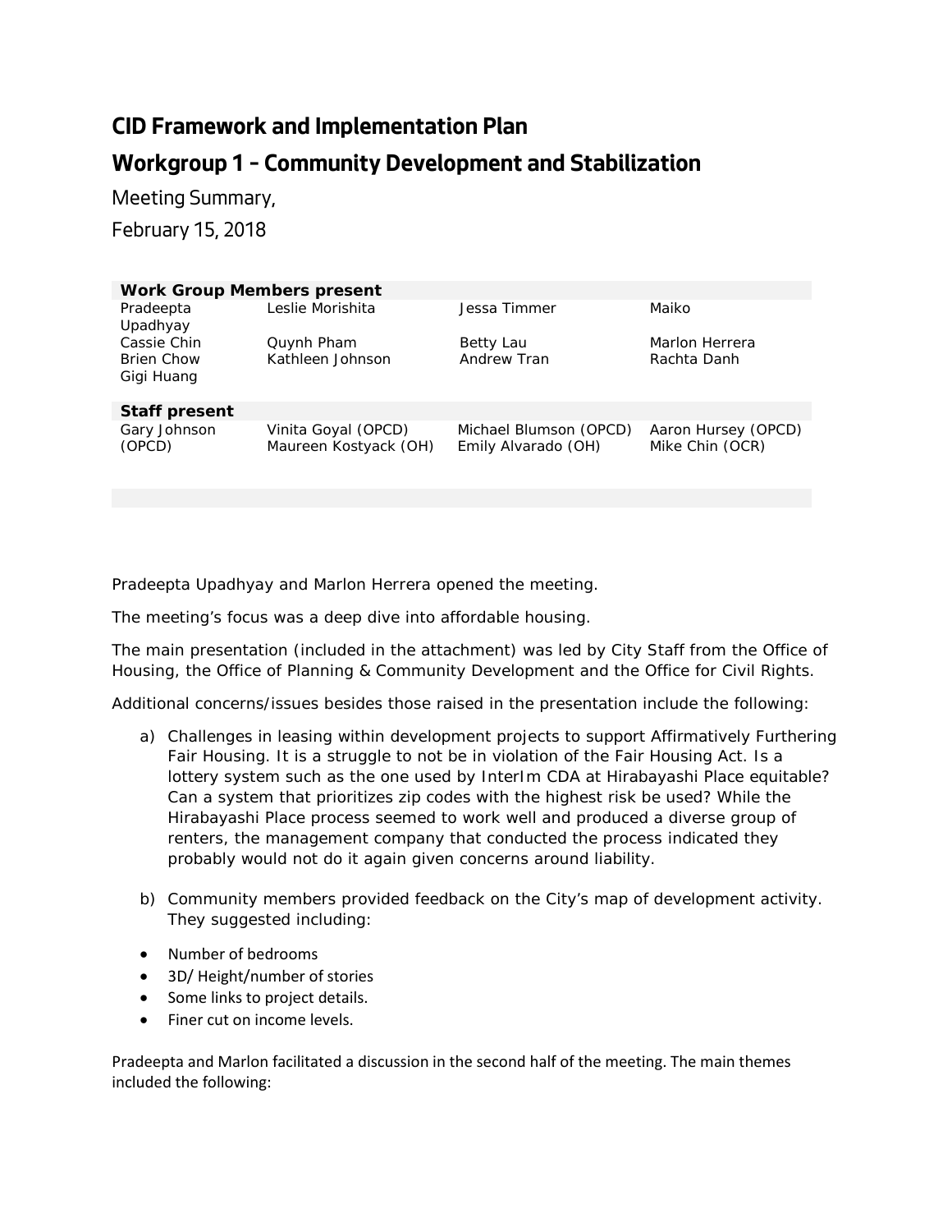# CID Framework and Implementation Plan

## Workgroup 1 – Community Development and Stabilization

Meeting Summary,

February 15, 2018

| **Work Group Members present** | | | |
|---|---|---|---|
| Pradeepta Upadhyay | Leslie Morishita | Jessa Timmer | Maiko |
| Cassie Chin | Quynh Pham | Betty Lau | Marlon Herrera |
| Brien Chow | Kathleen Johnson | Andrew Tran | Rachta Danh |
| Gigi Huang | | | |
| **Staff present** | | | |
| Gary Johnson (OPCD) | Vinita Goyal (OPCD) | Michael Blumson (OPCD) | Aaron Hursey (OPCD) |
| | Maureen Kostyack (OH) | Emily Alvarado (OH) | Mike Chin (OCR) |

Pradeepta Upadhyay and Marlon Herrera opened the meeting.

The meeting's focus was a deep dive into affordable housing.

The main presentation (included in the attachment) was led by City Staff from the Office of Housing, the Office of Planning & Community Development and the Office for Civil Rights.

Additional concerns/issues besides those raised in the presentation include the following:

a) Challenges in leasing within development projects to support Affirmatively Furthering Fair Housing. It is a struggle to not be in violation of the Fair Housing Act. Is a lottery system such as the one used by InterIm CDA at Hirabayashi Place equitable? Can a system that prioritizes zip codes with the highest risk be used? While the Hirabayashi Place process seemed to work well and produced a diverse group of renters, the management company that conducted the process indicated they probably would not do it again given concerns around liability.

b) Community members provided feedback on the City's map of development activity. They suggested including:

- Number of bedrooms
- 3D/ Height/number of stories
- Some links to project details.
- Finer cut on income levels.

Pradeepta and Marlon facilitated a discussion in the second half of the meeting. The main themes included the following: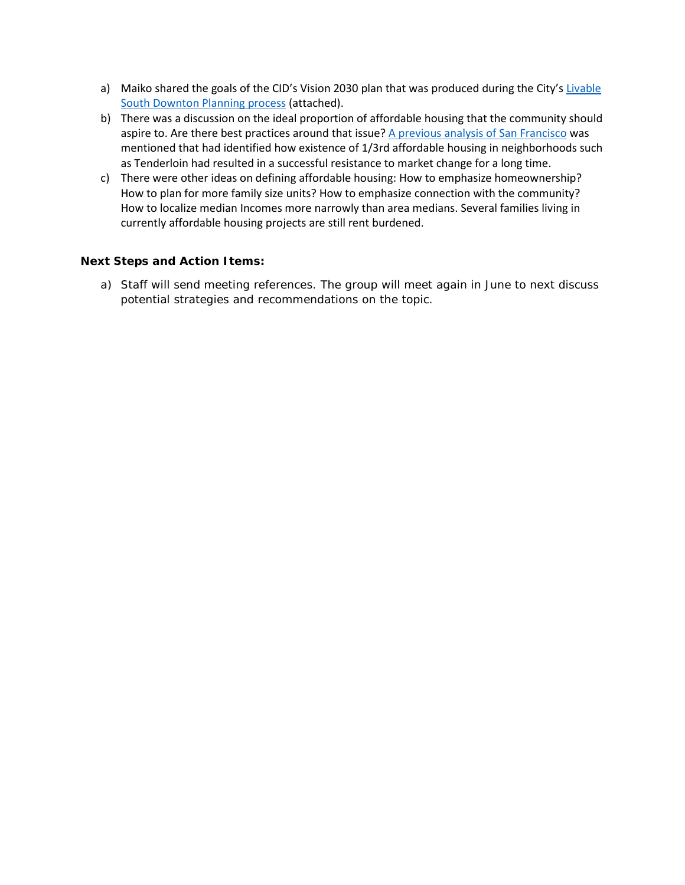a) Maiko shared the goals of the CID's Vision 2030 plan that was produced during the City's Livable South Downton Planning process (attached).

b) There was a discussion on the ideal proportion of affordable housing that the community should aspire to. Are there best practices around that issue? A previous analysis of San Francisco was mentioned that had identified how existence of 1/3rd affordable housing in neighborhoods such as Tenderloin had resulted in a successful resistance to market change for a long time.

c) There were other ideas on defining affordable housing: How to emphasize homeownership? How to plan for more family size units? How to emphasize connection with the community? How to localize median Incomes more narrowly than area medians. Several families living in currently affordable housing projects are still rent burdened.

**Next Steps and Action Items:**

a) Staff will send meeting references. The group will meet again in June to next discuss potential strategies and recommendations on the topic.